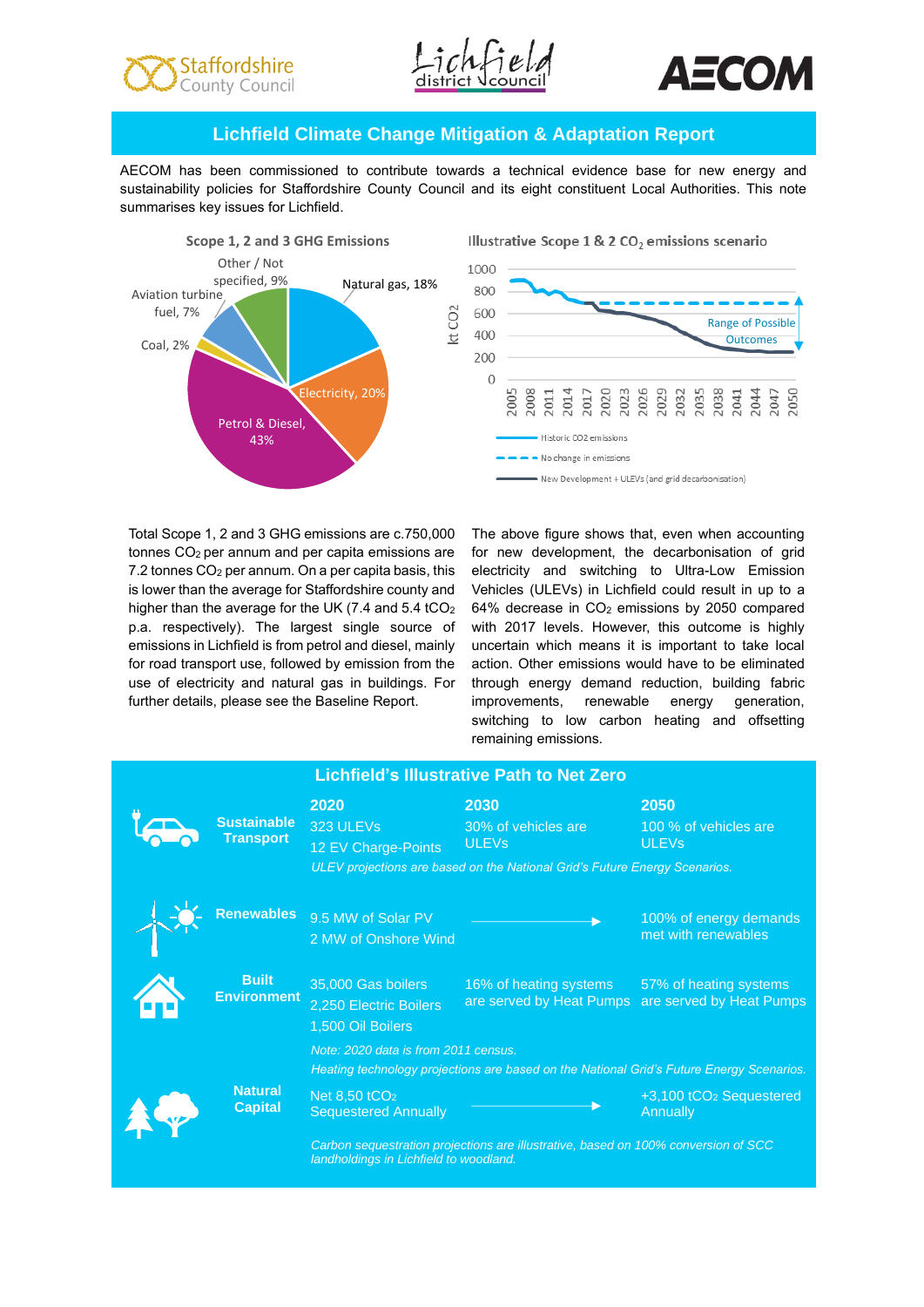# Lichfield Climate Change Mitigation & Adaptation Report

AECOM has been commissioned to contribute towards a technical evidence base for new energy and sustainability policies for Staffordshire County Council and its eight constituent Local Authorities. This note summarises key issues for Lichfield.

**Scope 1, 2 and 3 GHG Emissions**

- Petrol & Diesel, 43%
- Electricity, 20%
- Natural gas, 18%
- Other / Not specified, 9%
- Aviation turbine fuel, 7%
- Coal, 2%

**Illustrative Scope 1 & 2 $CO_2$ emissions scenario**

(kt CO2, 2005–2050; Range of Possible Outcomes)

- Historic CO2 emissions
- No change in emissions
- New Development + ULEVs (and grid decarbonisation)

Total Scope 1, 2 and 3 GHG emissions are c.750,000 tonnes $CO_2$ per annum and per capita emissions are 7.2 tonnes $CO_2$ per annum. On a per capita basis, this is lower than the average for Staffordshire county and higher than the average for the UK (7.4 and 5.4 $tCO_2$ p.a. respectively). The largest single source of emissions in Lichfield is from petrol and diesel, mainly for road transport use, followed by emission from the use of electricity and natural gas in buildings. For further details, please see the Baseline Report.

The above figure shows that, even when accounting for new development, the decarbonisation of grid electricity and switching to Ultra-Low Emission Vehicles (ULEVs) in Lichfield could result in up to a 64% decrease in $CO_2$ emissions by 2050 compared with 2017 levels. However, this outcome is highly uncertain which means it is important to take local action. Other emissions would have to be eliminated through energy demand reduction, building fabric improvements, renewable energy generation, switching to low carbon heating and offsetting remaining emissions.

## Lichfield's Illustrative Path to Net Zero

| | 2020 | 2030 | 2050 |
|---|---|---|---|
| **Sustainable Transport** | 323 ULEVs<br>12 EV Charge-Points | 30% of vehicles are ULEVs | 100 % of vehicles are ULEVs |
| | *ULEV projections are based on the National Grid's Future Energy Scenarios.* | | |
| **Renewables** | 9.5 MW of Solar PV<br>2 MW of Onshore Wind | → | 100% of energy demands met with renewables |
| **Built Environment** | 35,000 Gas boilers<br>2,250 Electric Boilers<br>1,500 Oil Boilers | 16% of heating systems are served by Heat Pumps | 57% of heating systems are served by Heat Pumps |
| | *Note: 2020 data is from 2011 census.*<br>*Heating technology projections are based on the National Grid's Future Energy Scenarios.* | | |
| **Natural Capital** | Net 8,50 $tCO_2$ Sequestered Annually | → | +3,100 $tCO_2$ Sequestered Annually |
| | *Carbon sequestration projections are illustrative, based on 100% conversion of SCC landholdings in Lichfield to woodland.* | | |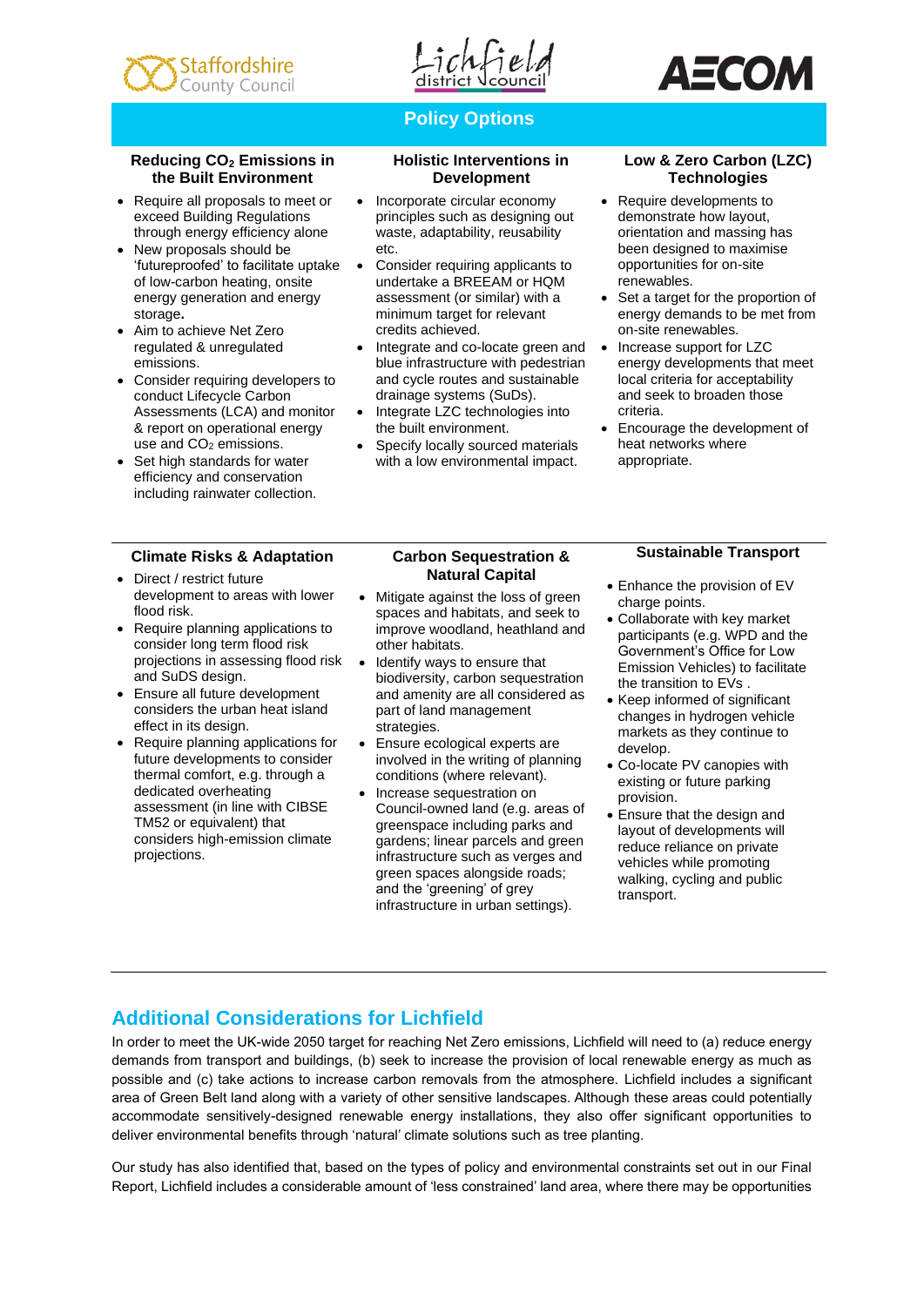## Policy Options

### Reducing $CO_2$ Emissions in the Built Environment

- Require all proposals to meet or exceed Building Regulations through energy efficiency alone
- New proposals should be 'futureproofed' to facilitate uptake of low-carbon heating, onsite energy generation and energy storage**.**
- Aim to achieve Net Zero regulated & unregulated emissions.
- Consider requiring developers to conduct Lifecycle Carbon Assessments (LCA) and monitor & report on operational energy use and $CO_2$ emissions.
- Set high standards for water efficiency and conservation including rainwater collection.

### Holistic Interventions in Development

- Incorporate circular economy principles such as designing out waste, adaptability, reusability etc.
- Consider requiring applicants to undertake a BREEAM or HQM assessment (or similar) with a minimum target for relevant credits achieved.
- Integrate and co-locate green and blue infrastructure with pedestrian and cycle routes and sustainable drainage systems (SuDs).
- Integrate LZC technologies into the built environment.
- Specify locally sourced materials with a low environmental impact.

### Low & Zero Carbon (LZC) Technologies

- Require developments to demonstrate how layout, orientation and massing has been designed to maximise opportunities for on-site renewables.
- Set a target for the proportion of energy demands to be met from on-site renewables.
- Increase support for LZC energy developments that meet local criteria for acceptability and seek to broaden those criteria.
- Encourage the development of heat networks where appropriate.

### Climate Risks & Adaptation

- Direct / restrict future development to areas with lower flood risk.
- Require planning applications to consider long term flood risk projections in assessing flood risk and SuDS design.
- Ensure all future development considers the urban heat island effect in its design.
- Require planning applications for future developments to consider thermal comfort, e.g. through a dedicated overheating assessment (in line with CIBSE TM52 or equivalent) that considers high-emission climate projections.

### Carbon Sequestration & Natural Capital

- Mitigate against the loss of green spaces and habitats, and seek to improve woodland, heathland and other habitats.
- Identify ways to ensure that biodiversity, carbon sequestration and amenity are all considered as part of land management strategies.
- Ensure ecological experts are involved in the writing of planning conditions (where relevant).
- Increase sequestration on Council-owned land (e.g. areas of greenspace including parks and gardens; linear parcels and green infrastructure such as verges and green spaces alongside roads; and the 'greening' of grey infrastructure in urban settings).

### Sustainable Transport

- Enhance the provision of EV charge points.
- Collaborate with key market participants (e.g. WPD and the Government's Office for Low Emission Vehicles) to facilitate the transition to EVs .
- Keep informed of significant changes in hydrogen vehicle markets as they continue to develop.
- Co-locate PV canopies with existing or future parking provision.
- Ensure that the design and layout of developments will reduce reliance on private vehicles while promoting walking, cycling and public transport.

## Additional Considerations for Lichfield

In order to meet the UK-wide 2050 target for reaching Net Zero emissions, Lichfield will need to (a) reduce energy demands from transport and buildings, (b) seek to increase the provision of local renewable energy as much as possible and (c) take actions to increase carbon removals from the atmosphere. Lichfield includes a significant area of Green Belt land along with a variety of other sensitive landscapes. Although these areas could potentially accommodate sensitively-designed renewable energy installations, they also offer significant opportunities to deliver environmental benefits through 'natural' climate solutions such as tree planting.

Our study has also identified that, based on the types of policy and environmental constraints set out in our Final Report, Lichfield includes a considerable amount of 'less constrained' land area, where there may be opportunities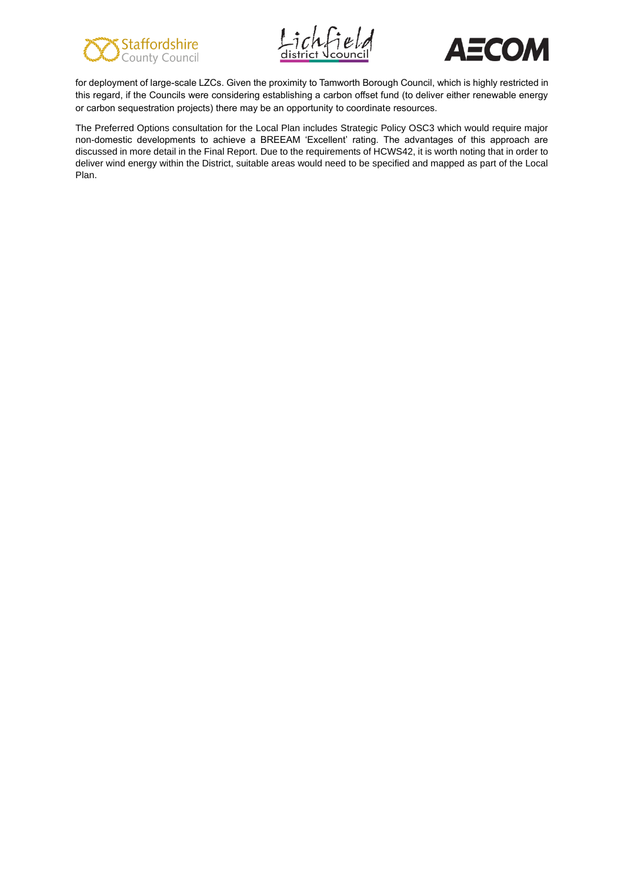for deployment of large-scale LZCs. Given the proximity to Tamworth Borough Council, which is highly restricted in this regard, if the Councils were considering establishing a carbon offset fund (to deliver either renewable energy or carbon sequestration projects) there may be an opportunity to coordinate resources.

The Preferred Options consultation for the Local Plan includes Strategic Policy OSC3 which would require major non-domestic developments to achieve a BREEAM 'Excellent' rating. The advantages of this approach are discussed in more detail in the Final Report. Due to the requirements of HCWS42, it is worth noting that in order to deliver wind energy within the District, suitable areas would need to be specified and mapped as part of the Local Plan.